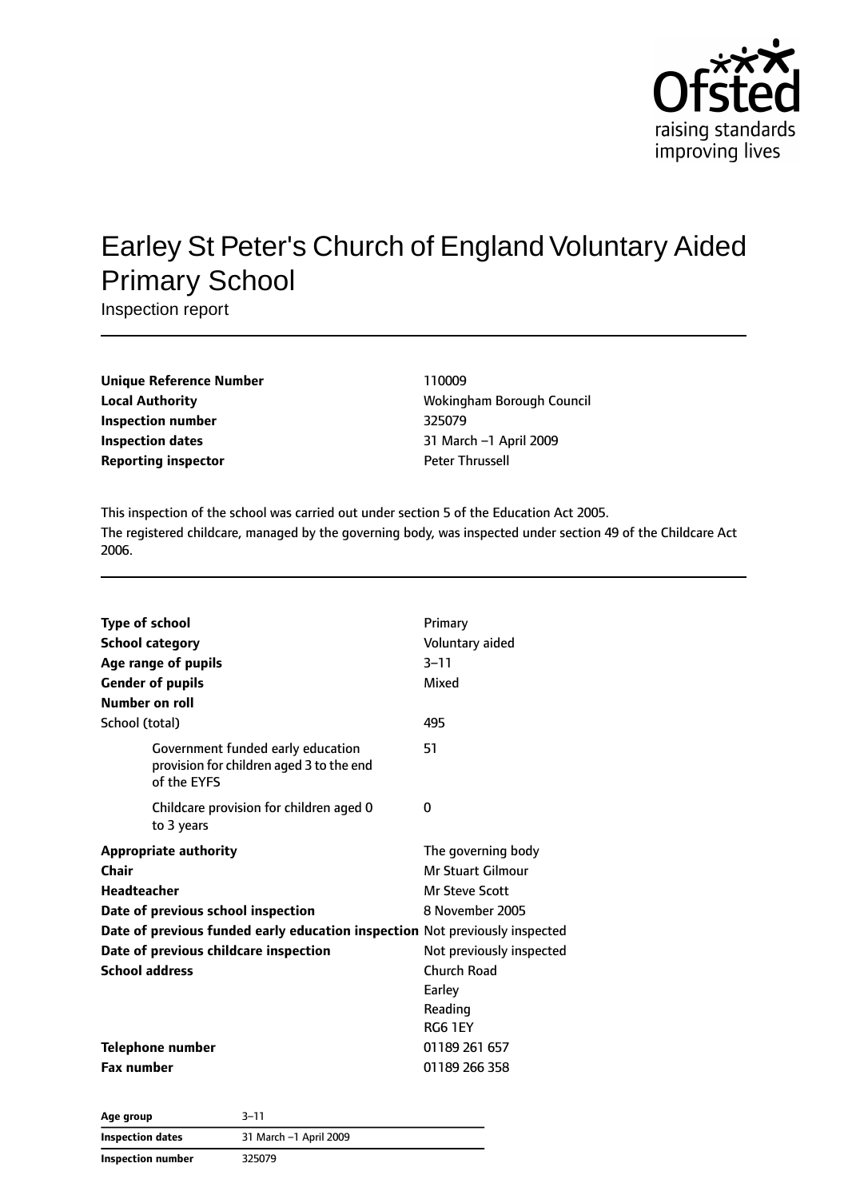# Earley St Peter's Church of England Voluntary Aided Primary School

Inspection report

| | |
|---|---|
| **Unique Reference Number** | 110009 |
| **Local Authority** | Wokingham Borough Council |
| **Inspection number** | 325079 |
| **Inspection dates** | 31 March –1 April 2009 |
| **Reporting inspector** | Peter Thrussell |

This inspection of the school was carried out under section 5 of the Education Act 2005.
The registered childcare, managed by the governing body, was inspected under section 49 of the Childcare Act 2006.

| | |
|---|---|
| **Type of school** | Primary |
| **School category** | Voluntary aided |
| **Age range of pupils** | 3–11 |
| **Gender of pupils** | Mixed |
| **Number on roll** | |
| School (total) | 495 |
| Government funded early education provision for children aged 3 to the end of the EYFS | 51 |
| Childcare provision for children aged 0 to 3 years | 0 |
| **Appropriate authority** | The governing body |
| **Chair** | Mr Stuart Gilmour |
| **Headteacher** | Mr Steve Scott |
| **Date of previous school inspection** | 8 November 2005 |
| **Date of previous funded early education inspection** | Not previously inspected |
| **Date of previous childcare inspection** | Not previously inspected |
| **School address** | Church Road<br>Earley<br>Reading<br>RG6 1EY |
| **Telephone number** | 01189 261 657 |
| **Fax number** | 01189 266 358 |

| | |
|---|---|
| **Age group** | 3–11 |
| **Inspection dates** | 31 March –1 April 2009 |
| **Inspection number** | 325079 |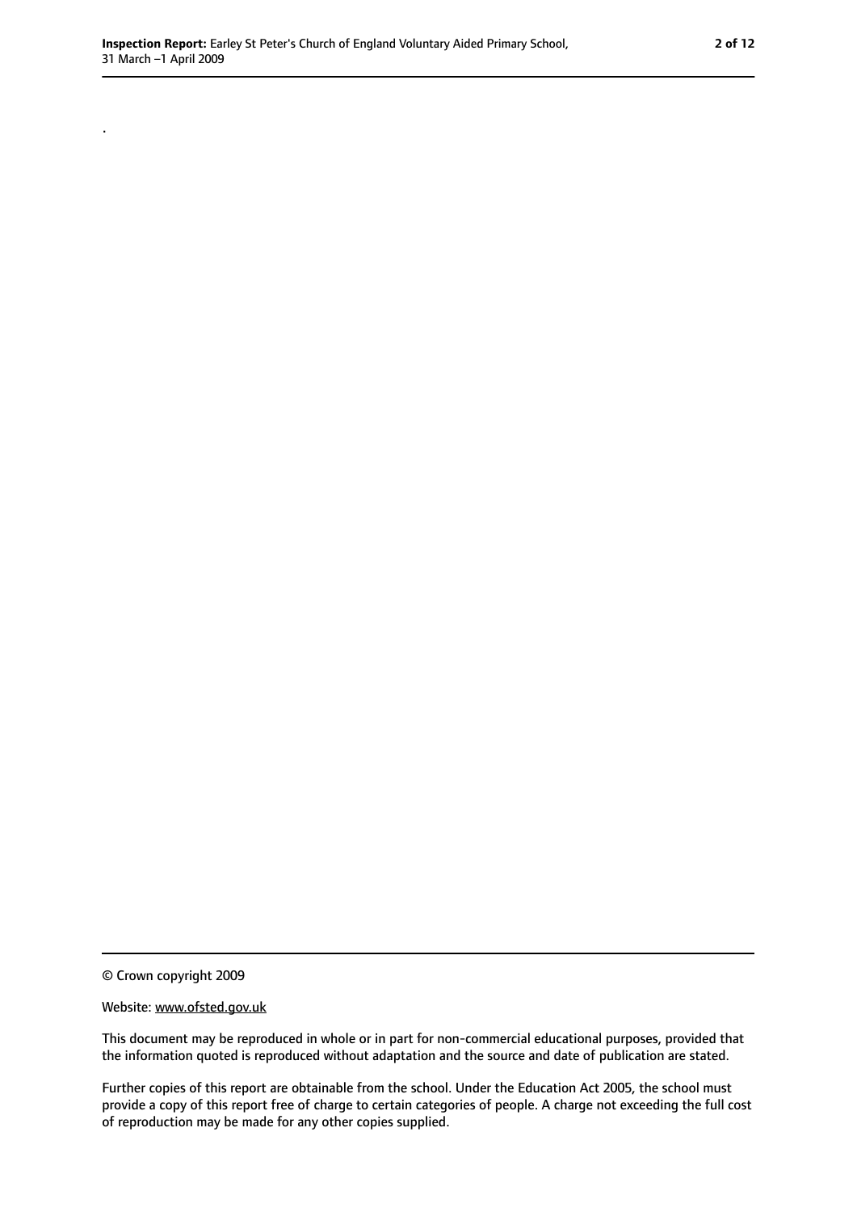.

© Crown copyright 2009

Website: www.ofsted.gov.uk

This document may be reproduced in whole or in part for non-commercial educational purposes, provided that the information quoted is reproduced without adaptation and the source and date of publication are stated.

Further copies of this report are obtainable from the school. Under the Education Act 2005, the school must provide a copy of this report free of charge to certain categories of people. A charge not exceeding the full cost of reproduction may be made for any other copies supplied.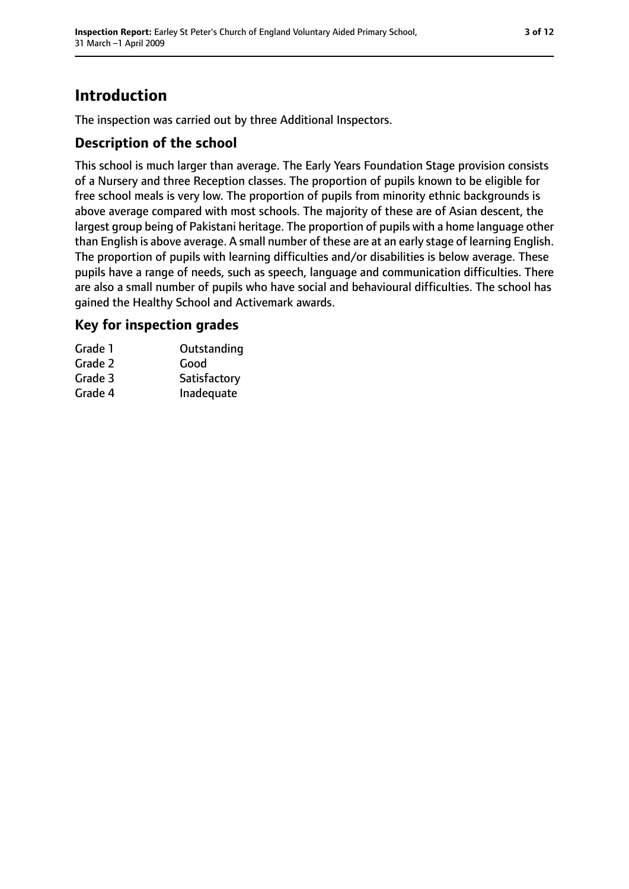# Introduction

The inspection was carried out by three Additional Inspectors.

## Description of the school

This school is much larger than average. The Early Years Foundation Stage provision consists of a Nursery and three Reception classes. The proportion of pupils known to be eligible for free school meals is very low. The proportion of pupils from minority ethnic backgrounds is above average compared with most schools. The majority of these are of Asian descent, the largest group being of Pakistani heritage. The proportion of pupils with a home language other than English is above average. A small number of these are at an early stage of learning English. The proportion of pupils with learning difficulties and/or disabilities is below average. These pupils have a range of needs, such as speech, language and communication difficulties. There are also a small number of pupils who have social and behavioural difficulties. The school has gained the Healthy School and Activemark awards.

## Key for inspection grades

| | |
|---|---|
| Grade 1 | Outstanding |
| Grade 2 | Good |
| Grade 3 | Satisfactory |
| Grade 4 | Inadequate |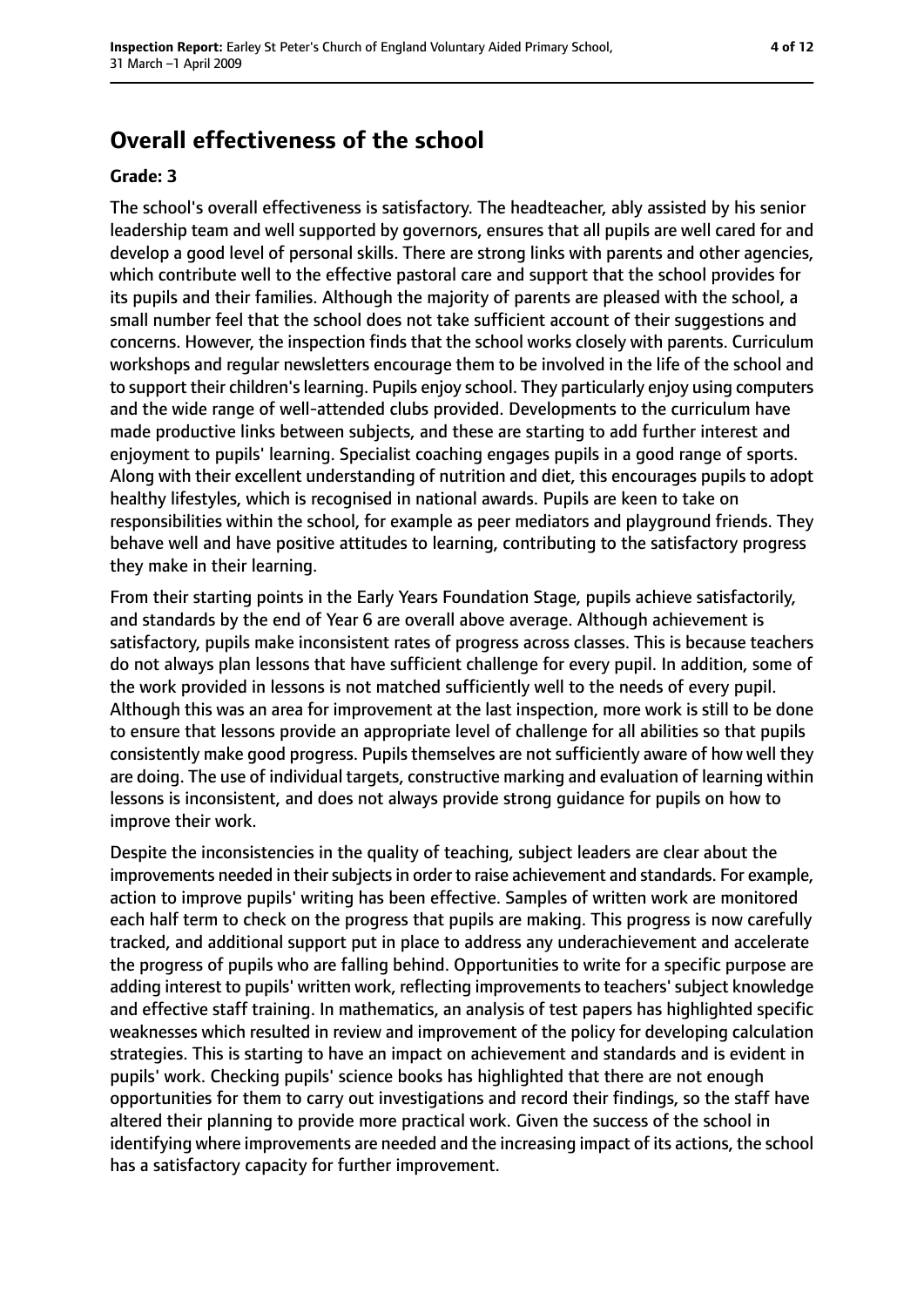## Overall effectiveness of the school

### Grade: 3

The school's overall effectiveness is satisfactory. The headteacher, ably assisted by his senior leadership team and well supported by governors, ensures that all pupils are well cared for and develop a good level of personal skills. There are strong links with parents and other agencies, which contribute well to the effective pastoral care and support that the school provides for its pupils and their families. Although the majority of parents are pleased with the school, a small number feel that the school does not take sufficient account of their suggestions and concerns. However, the inspection finds that the school works closely with parents. Curriculum workshops and regular newsletters encourage them to be involved in the life of the school and to support their children's learning. Pupils enjoy school. They particularly enjoy using computers and the wide range of well-attended clubs provided. Developments to the curriculum have made productive links between subjects, and these are starting to add further interest and enjoyment to pupils' learning. Specialist coaching engages pupils in a good range of sports. Along with their excellent understanding of nutrition and diet, this encourages pupils to adopt healthy lifestyles, which is recognised in national awards. Pupils are keen to take on responsibilities within the school, for example as peer mediators and playground friends. They behave well and have positive attitudes to learning, contributing to the satisfactory progress they make in their learning.

From their starting points in the Early Years Foundation Stage, pupils achieve satisfactorily, and standards by the end of Year 6 are overall above average. Although achievement is satisfactory, pupils make inconsistent rates of progress across classes. This is because teachers do not always plan lessons that have sufficient challenge for every pupil. In addition, some of the work provided in lessons is not matched sufficiently well to the needs of every pupil. Although this was an area for improvement at the last inspection, more work is still to be done to ensure that lessons provide an appropriate level of challenge for all abilities so that pupils consistently make good progress. Pupils themselves are not sufficiently aware of how well they are doing. The use of individual targets, constructive marking and evaluation of learning within lessons is inconsistent, and does not always provide strong guidance for pupils on how to improve their work.

Despite the inconsistencies in the quality of teaching, subject leaders are clear about the improvements needed in their subjects in order to raise achievement and standards. For example, action to improve pupils' writing has been effective. Samples of written work are monitored each half term to check on the progress that pupils are making. This progress is now carefully tracked, and additional support put in place to address any underachievement and accelerate the progress of pupils who are falling behind. Opportunities to write for a specific purpose are adding interest to pupils' written work, reflecting improvements to teachers' subject knowledge and effective staff training. In mathematics, an analysis of test papers has highlighted specific weaknesses which resulted in review and improvement of the policy for developing calculation strategies. This is starting to have an impact on achievement and standards and is evident in pupils' work. Checking pupils' science books has highlighted that there are not enough opportunities for them to carry out investigations and record their findings, so the staff have altered their planning to provide more practical work. Given the success of the school in identifying where improvements are needed and the increasing impact of its actions, the school has a satisfactory capacity for further improvement.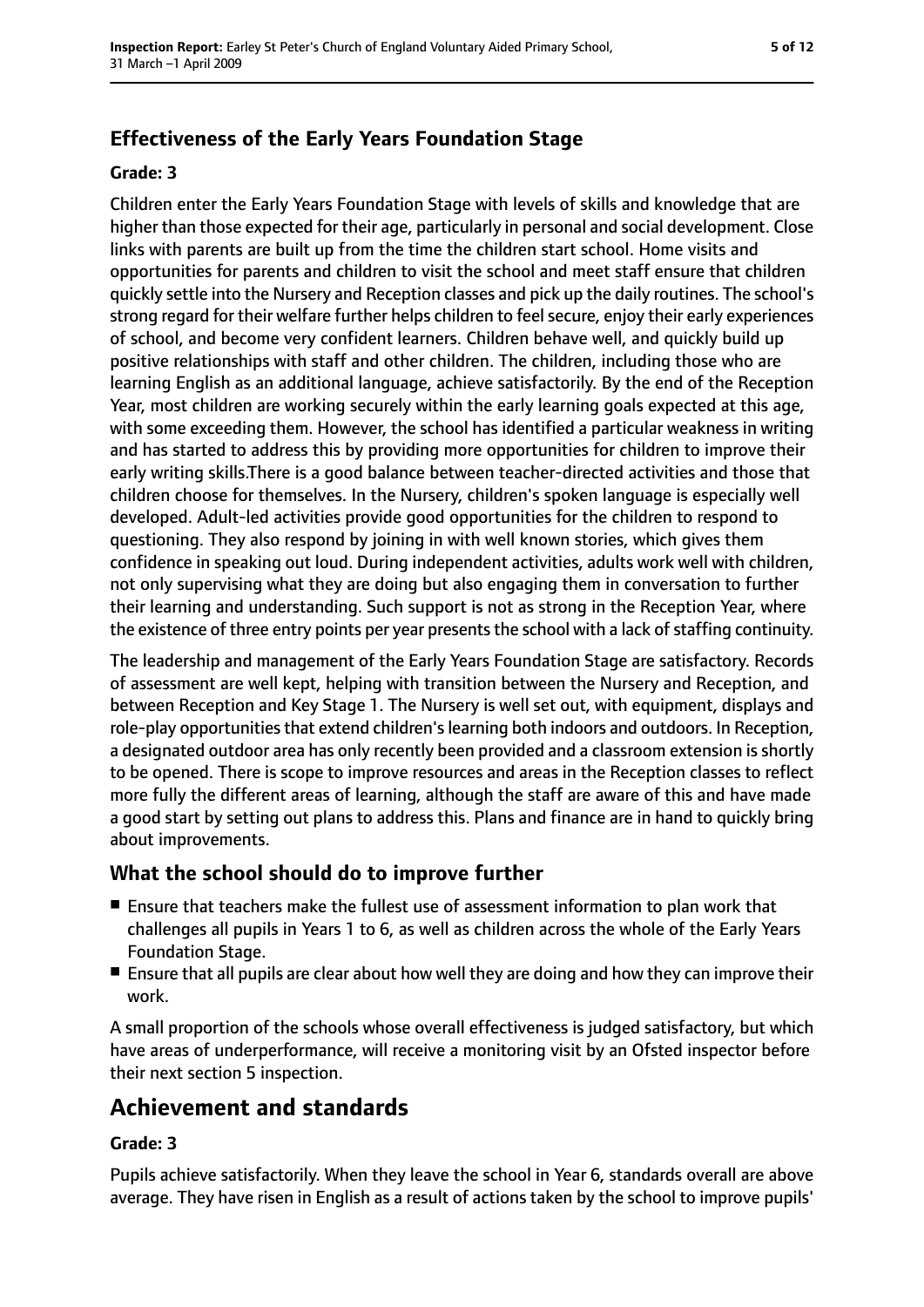## Effectiveness of the Early Years Foundation Stage

**Grade: 3**

Children enter the Early Years Foundation Stage with levels of skills and knowledge that are higher than those expected for their age, particularly in personal and social development. Close links with parents are built up from the time the children start school. Home visits and opportunities for parents and children to visit the school and meet staff ensure that children quickly settle into the Nursery and Reception classes and pick up the daily routines. The school's strong regard for their welfare further helps children to feel secure, enjoy their early experiences of school, and become very confident learners. Children behave well, and quickly build up positive relationships with staff and other children. The children, including those who are learning English as an additional language, achieve satisfactorily. By the end of the Reception Year, most children are working securely within the early learning goals expected at this age, with some exceeding them. However, the school has identified a particular weakness in writing and has started to address this by providing more opportunities for children to improve their early writing skills.There is a good balance between teacher-directed activities and those that children choose for themselves. In the Nursery, children's spoken language is especially well developed. Adult-led activities provide good opportunities for the children to respond to questioning. They also respond by joining in with well known stories, which gives them confidence in speaking out loud. During independent activities, adults work well with children, not only supervising what they are doing but also engaging them in conversation to further their learning and understanding. Such support is not as strong in the Reception Year, where the existence of three entry points per year presents the school with a lack of staffing continuity.

The leadership and management of the Early Years Foundation Stage are satisfactory. Records of assessment are well kept, helping with transition between the Nursery and Reception, and between Reception and Key Stage 1. The Nursery is well set out, with equipment, displays and role-play opportunities that extend children's learning both indoors and outdoors. In Reception, a designated outdoor area has only recently been provided and a classroom extension is shortly to be opened. There is scope to improve resources and areas in the Reception classes to reflect more fully the different areas of learning, although the staff are aware of this and have made a good start by setting out plans to address this. Plans and finance are in hand to quickly bring about improvements.

## What the school should do to improve further

- Ensure that teachers make the fullest use of assessment information to plan work that challenges all pupils in Years 1 to 6, as well as children across the whole of the Early Years Foundation Stage.
- Ensure that all pupils are clear about how well they are doing and how they can improve their work.

A small proportion of the schools whose overall effectiveness is judged satisfactory, but which have areas of underperformance, will receive a monitoring visit by an Ofsted inspector before their next section 5 inspection.

# Achievement and standards

**Grade: 3**

Pupils achieve satisfactorily. When they leave the school in Year 6, standards overall are above average. They have risen in English as a result of actions taken by the school to improve pupils'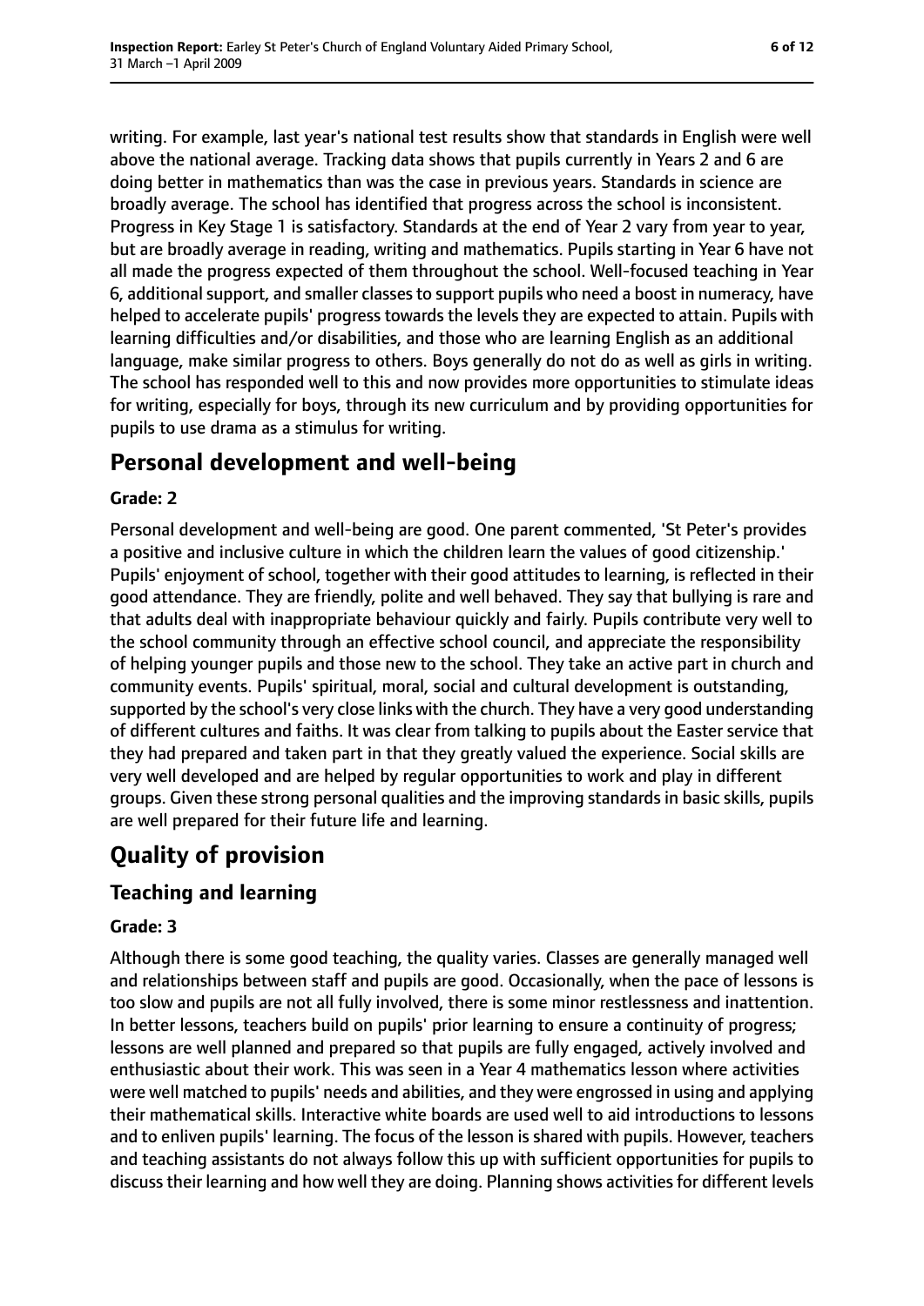writing. For example, last year's national test results show that standards in English were well above the national average. Tracking data shows that pupils currently in Years 2 and 6 are doing better in mathematics than was the case in previous years. Standards in science are broadly average. The school has identified that progress across the school is inconsistent. Progress in Key Stage 1 is satisfactory. Standards at the end of Year 2 vary from year to year, but are broadly average in reading, writing and mathematics. Pupils starting in Year 6 have not all made the progress expected of them throughout the school. Well-focused teaching in Year 6, additional support, and smaller classes to support pupils who need a boost in numeracy, have helped to accelerate pupils' progress towards the levels they are expected to attain. Pupils with learning difficulties and/or disabilities, and those who are learning English as an additional language, make similar progress to others. Boys generally do not do as well as girls in writing. The school has responded well to this and now provides more opportunities to stimulate ideas for writing, especially for boys, through its new curriculum and by providing opportunities for pupils to use drama as a stimulus for writing.

## Personal development and well-being

**Grade: 2**

Personal development and well-being are good. One parent commented, 'St Peter's provides a positive and inclusive culture in which the children learn the values of good citizenship.' Pupils' enjoyment of school, together with their good attitudes to learning, is reflected in their good attendance. They are friendly, polite and well behaved. They say that bullying is rare and that adults deal with inappropriate behaviour quickly and fairly. Pupils contribute very well to the school community through an effective school council, and appreciate the responsibility of helping younger pupils and those new to the school. They take an active part in church and community events. Pupils' spiritual, moral, social and cultural development is outstanding, supported by the school's very close links with the church. They have a very good understanding of different cultures and faiths. It was clear from talking to pupils about the Easter service that they had prepared and taken part in that they greatly valued the experience. Social skills are very well developed and are helped by regular opportunities to work and play in different groups. Given these strong personal qualities and the improving standards in basic skills, pupils are well prepared for their future life and learning.

# Quality of provision

## Teaching and learning

**Grade: 3**

Although there is some good teaching, the quality varies. Classes are generally managed well and relationships between staff and pupils are good. Occasionally, when the pace of lessons is too slow and pupils are not all fully involved, there is some minor restlessness and inattention. In better lessons, teachers build on pupils' prior learning to ensure a continuity of progress; lessons are well planned and prepared so that pupils are fully engaged, actively involved and enthusiastic about their work. This was seen in a Year 4 mathematics lesson where activities were well matched to pupils' needs and abilities, and they were engrossed in using and applying their mathematical skills. Interactive white boards are used well to aid introductions to lessons and to enliven pupils' learning. The focus of the lesson is shared with pupils. However, teachers and teaching assistants do not always follow this up with sufficient opportunities for pupils to discuss their learning and how well they are doing. Planning shows activities for different levels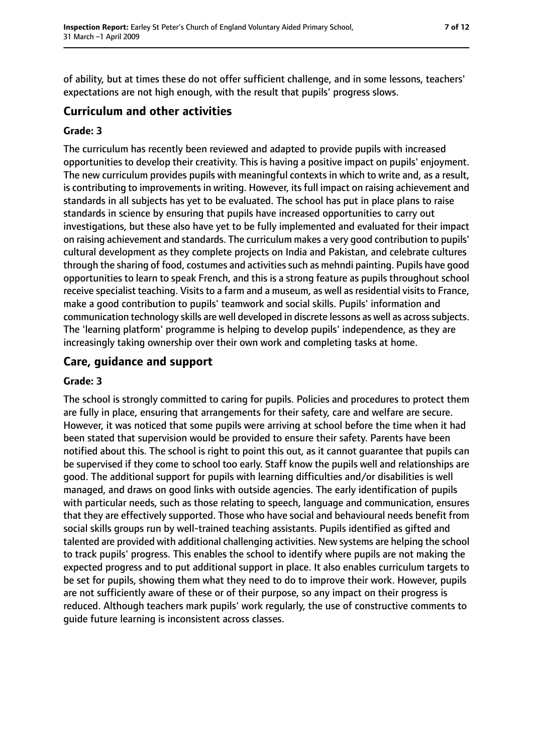of ability, but at times these do not offer sufficient challenge, and in some lessons, teachers' expectations are not high enough, with the result that pupils' progress slows.

## Curriculum and other activities

### Grade: 3

The curriculum has recently been reviewed and adapted to provide pupils with increased opportunities to develop their creativity. This is having a positive impact on pupils' enjoyment. The new curriculum provides pupils with meaningful contexts in which to write and, as a result, is contributing to improvements in writing. However, its full impact on raising achievement and standards in all subjects has yet to be evaluated. The school has put in place plans to raise standards in science by ensuring that pupils have increased opportunities to carry out investigations, but these also have yet to be fully implemented and evaluated for their impact on raising achievement and standards. The curriculum makes a very good contribution to pupils' cultural development as they complete projects on India and Pakistan, and celebrate cultures through the sharing of food, costumes and activities such as mehndi painting. Pupils have good opportunities to learn to speak French, and this is a strong feature as pupils throughout school receive specialist teaching. Visits to a farm and a museum, as well as residential visits to France, make a good contribution to pupils' teamwork and social skills. Pupils' information and communication technology skills are well developed in discrete lessons as well as across subjects. The 'learning platform' programme is helping to develop pupils' independence, as they are increasingly taking ownership over their own work and completing tasks at home.

## Care, guidance and support

### Grade: 3

The school is strongly committed to caring for pupils. Policies and procedures to protect them are fully in place, ensuring that arrangements for their safety, care and welfare are secure. However, it was noticed that some pupils were arriving at school before the time when it had been stated that supervision would be provided to ensure their safety. Parents have been notified about this. The school is right to point this out, as it cannot guarantee that pupils can be supervised if they come to school too early. Staff know the pupils well and relationships are good. The additional support for pupils with learning difficulties and/or disabilities is well managed, and draws on good links with outside agencies. The early identification of pupils with particular needs, such as those relating to speech, language and communication, ensures that they are effectively supported. Those who have social and behavioural needs benefit from social skills groups run by well-trained teaching assistants. Pupils identified as gifted and talented are provided with additional challenging activities. New systems are helping the school to track pupils' progress. This enables the school to identify where pupils are not making the expected progress and to put additional support in place. It also enables curriculum targets to be set for pupils, showing them what they need to do to improve their work. However, pupils are not sufficiently aware of these or of their purpose, so any impact on their progress is reduced. Although teachers mark pupils' work regularly, the use of constructive comments to guide future learning is inconsistent across classes.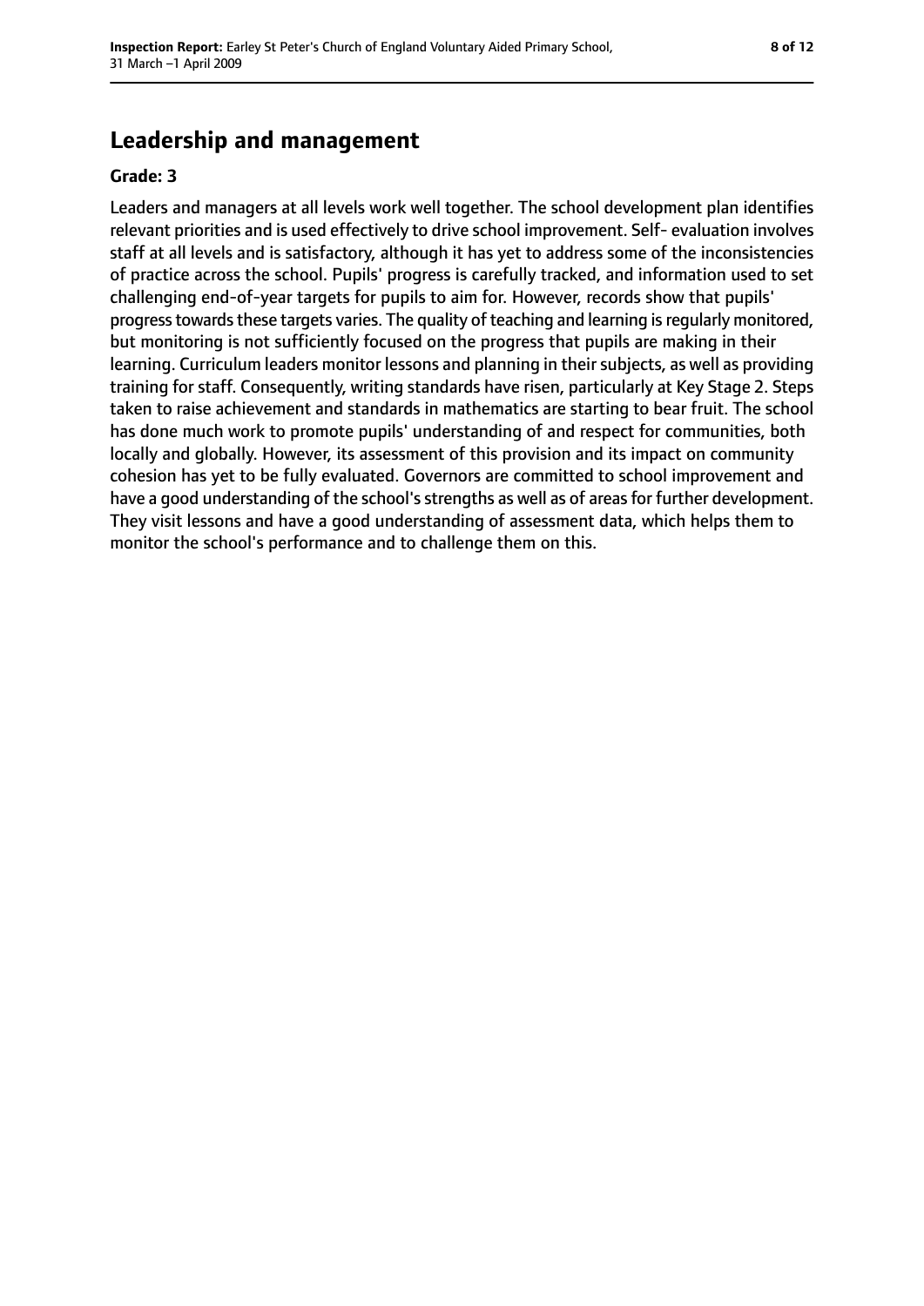## Leadership and management

**Grade: 3**

Leaders and managers at all levels work well together. The school development plan identifies relevant priorities and is used effectively to drive school improvement. Self- evaluation involves staff at all levels and is satisfactory, although it has yet to address some of the inconsistencies of practice across the school. Pupils' progress is carefully tracked, and information used to set challenging end-of-year targets for pupils to aim for. However, records show that pupils' progress towards these targets varies. The quality of teaching and learning is regularly monitored, but monitoring is not sufficiently focused on the progress that pupils are making in their learning. Curriculum leaders monitor lessons and planning in their subjects, as well as providing training for staff. Consequently, writing standards have risen, particularly at Key Stage 2. Steps taken to raise achievement and standards in mathematics are starting to bear fruit. The school has done much work to promote pupils' understanding of and respect for communities, both locally and globally. However, its assessment of this provision and its impact on community cohesion has yet to be fully evaluated. Governors are committed to school improvement and have a good understanding of the school's strengths as well as of areas for further development. They visit lessons and have a good understanding of assessment data, which helps them to monitor the school's performance and to challenge them on this.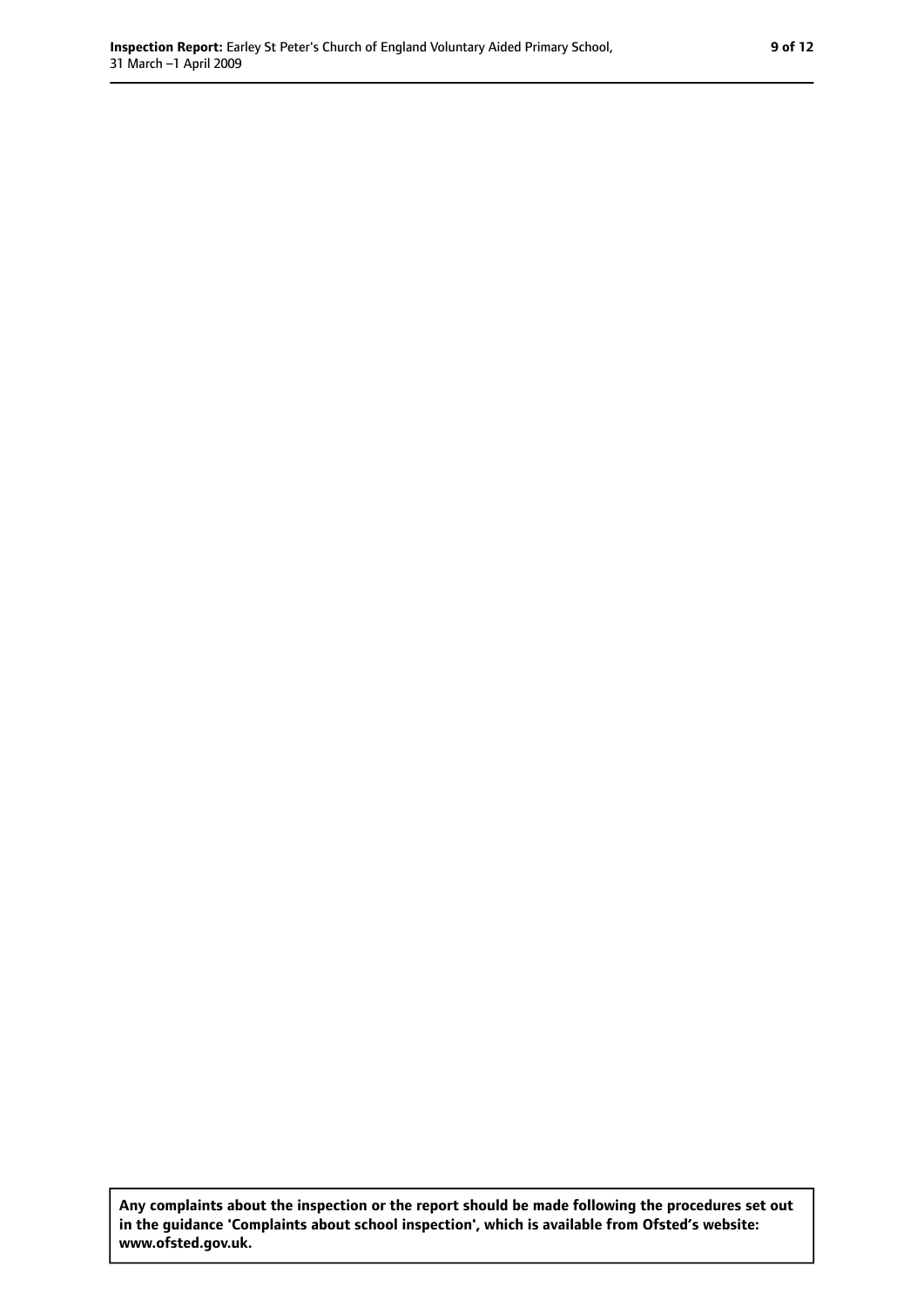**Any complaints about the inspection or the report should be made following the procedures set out in the guidance 'Complaints about school inspection', which is available from Ofsted's website: www.ofsted.gov.uk.**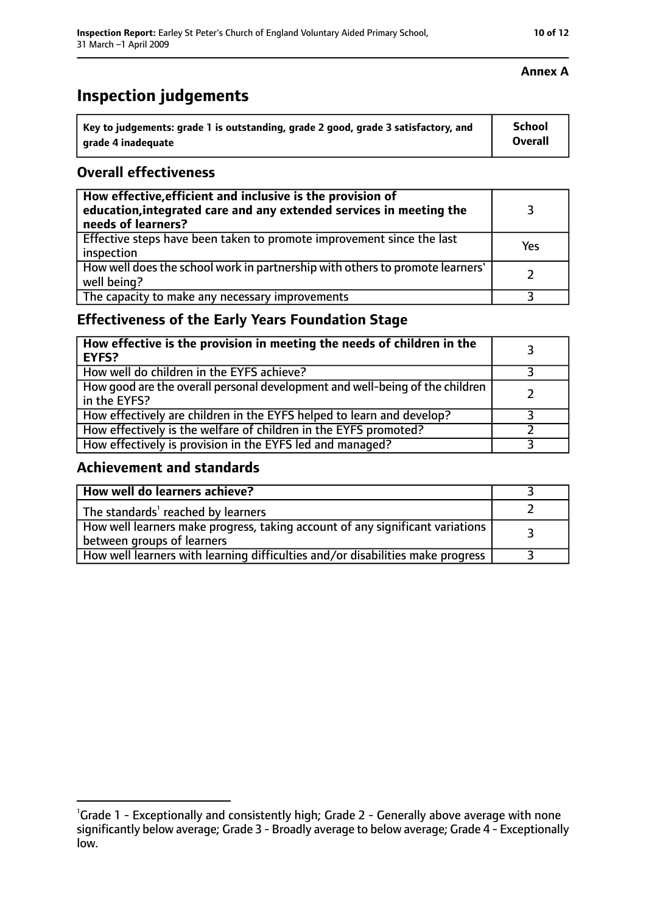**Annex A**

# Inspection judgements

| Key to judgements: grade 1 is outstanding, grade 2 good, grade 3 satisfactory, and grade 4 inadequate | School Overall |
|---|---|

## Overall effectiveness

| | |
|---|---|
| **How effective, efficient and inclusive is the provision of education, integrated care and any extended services in meeting the needs of learners?** | 3 |
| Effective steps have been taken to promote improvement since the last inspection | Yes |
| How well does the school work in partnership with others to promote learners' well being? | 2 |
| The capacity to make any necessary improvements | 3 |

## Effectiveness of the Early Years Foundation Stage

| | |
|---|---|
| **How effective is the provision in meeting the needs of children in the EYFS?** | 3 |
| How well do children in the EYFS achieve? | 3 |
| How good are the overall personal development and well-being of the children in the EYFS? | 2 |
| How effectively are children in the EYFS helped to learn and develop? | 3 |
| How effectively is the welfare of children in the EYFS promoted? | 2 |
| How effectively is provision in the EYFS led and managed? | 3 |

## Achievement and standards

| | |
|---|---|
| **How well do learners achieve?** | 3 |
| The standards[1] reached by learners | 2 |
| How well learners make progress, taking account of any significant variations between groups of learners | 3 |
| How well learners with learning difficulties and/or disabilities make progress | 3 |

[1] Grade 1 - Exceptionally and consistently high; Grade 2 - Generally above average with none significantly below average; Grade 3 - Broadly average to below average; Grade 4 - Exceptionally low.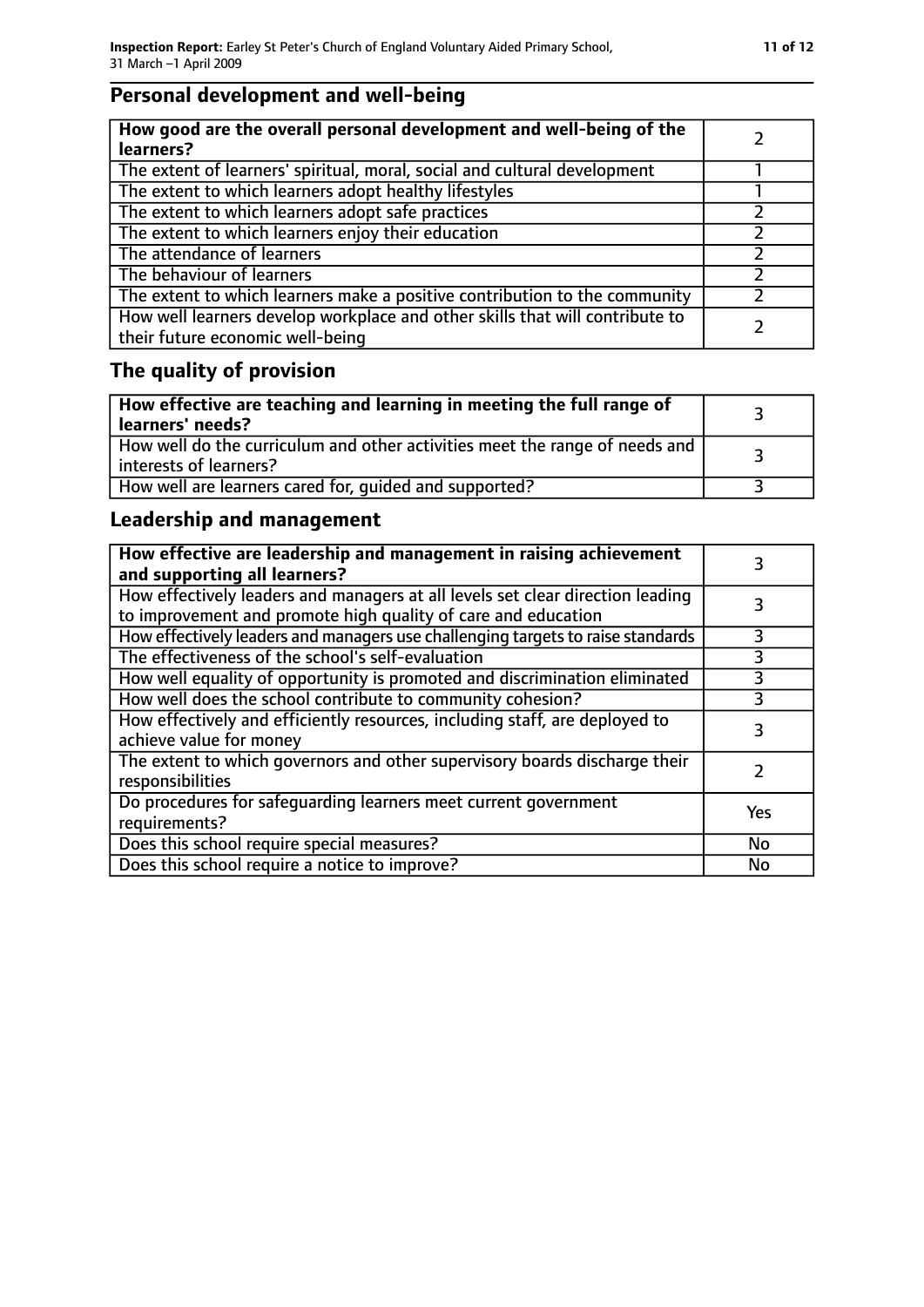## Personal development and well-being

| How good are the overall personal development and well-being of the learners? | 2 |
|---|---|
| The extent of learners' spiritual, moral, social and cultural development | 1 |
| The extent to which learners adopt healthy lifestyles | 1 |
| The extent to which learners adopt safe practices | 2 |
| The extent to which learners enjoy their education | 2 |
| The attendance of learners | 2 |
| The behaviour of learners | 2 |
| The extent to which learners make a positive contribution to the community | 2 |
| How well learners develop workplace and other skills that will contribute to their future economic well-being | 2 |

## The quality of provision

| How effective are teaching and learning in meeting the full range of learners' needs? | 3 |
|---|---|
| How well do the curriculum and other activities meet the range of needs and interests of learners? | 3 |
| How well are learners cared for, guided and supported? | 3 |

## Leadership and management

| How effective are leadership and management in raising achievement and supporting all learners? | 3 |
|---|---|
| How effectively leaders and managers at all levels set clear direction leading to improvement and promote high quality of care and education | 3 |
| How effectively leaders and managers use challenging targets to raise standards | 3 |
| The effectiveness of the school's self-evaluation | 3 |
| How well equality of opportunity is promoted and discrimination eliminated | 3 |
| How well does the school contribute to community cohesion? | 3 |
| How effectively and efficiently resources, including staff, are deployed to achieve value for money | 3 |
| The extent to which governors and other supervisory boards discharge their responsibilities | 2 |
| Do procedures for safeguarding learners meet current government requirements? | Yes |
| Does this school require special measures? | No |
| Does this school require a notice to improve? | No |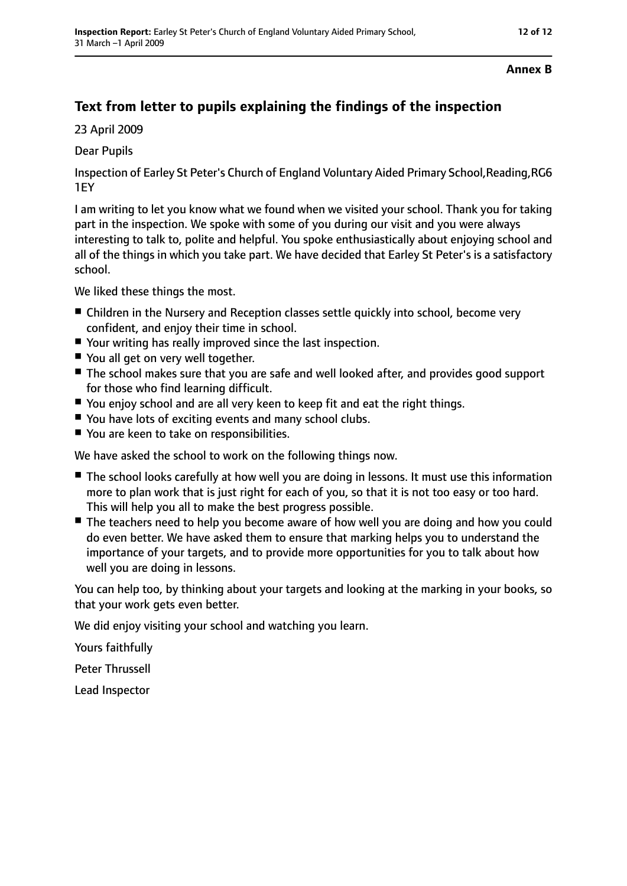**Annex B**

## Text from letter to pupils explaining the findings of the inspection

23 April 2009

Dear Pupils

Inspection of Earley St Peter's Church of England Voluntary Aided Primary School,Reading,RG6 1EY

I am writing to let you know what we found when we visited your school. Thank you for taking part in the inspection. We spoke with some of you during our visit and you were always interesting to talk to, polite and helpful. You spoke enthusiastically about enjoying school and all of the things in which you take part. We have decided that Earley St Peter's is a satisfactory school.

We liked these things the most.

- Children in the Nursery and Reception classes settle quickly into school, become very confident, and enjoy their time in school.
- Your writing has really improved since the last inspection.
- You all get on very well together.
- The school makes sure that you are safe and well looked after, and provides good support for those who find learning difficult.
- You enjoy school and are all very keen to keep fit and eat the right things.
- You have lots of exciting events and many school clubs.
- You are keen to take on responsibilities.

We have asked the school to work on the following things now.

- The school looks carefully at how well you are doing in lessons. It must use this information more to plan work that is just right for each of you, so that it is not too easy or too hard. This will help you all to make the best progress possible.
- The teachers need to help you become aware of how well you are doing and how you could do even better. We have asked them to ensure that marking helps you to understand the importance of your targets, and to provide more opportunities for you to talk about how well you are doing in lessons.

You can help too, by thinking about your targets and looking at the marking in your books, so that your work gets even better.

We did enjoy visiting your school and watching you learn.

Yours faithfully

Peter Thrussell

Lead Inspector